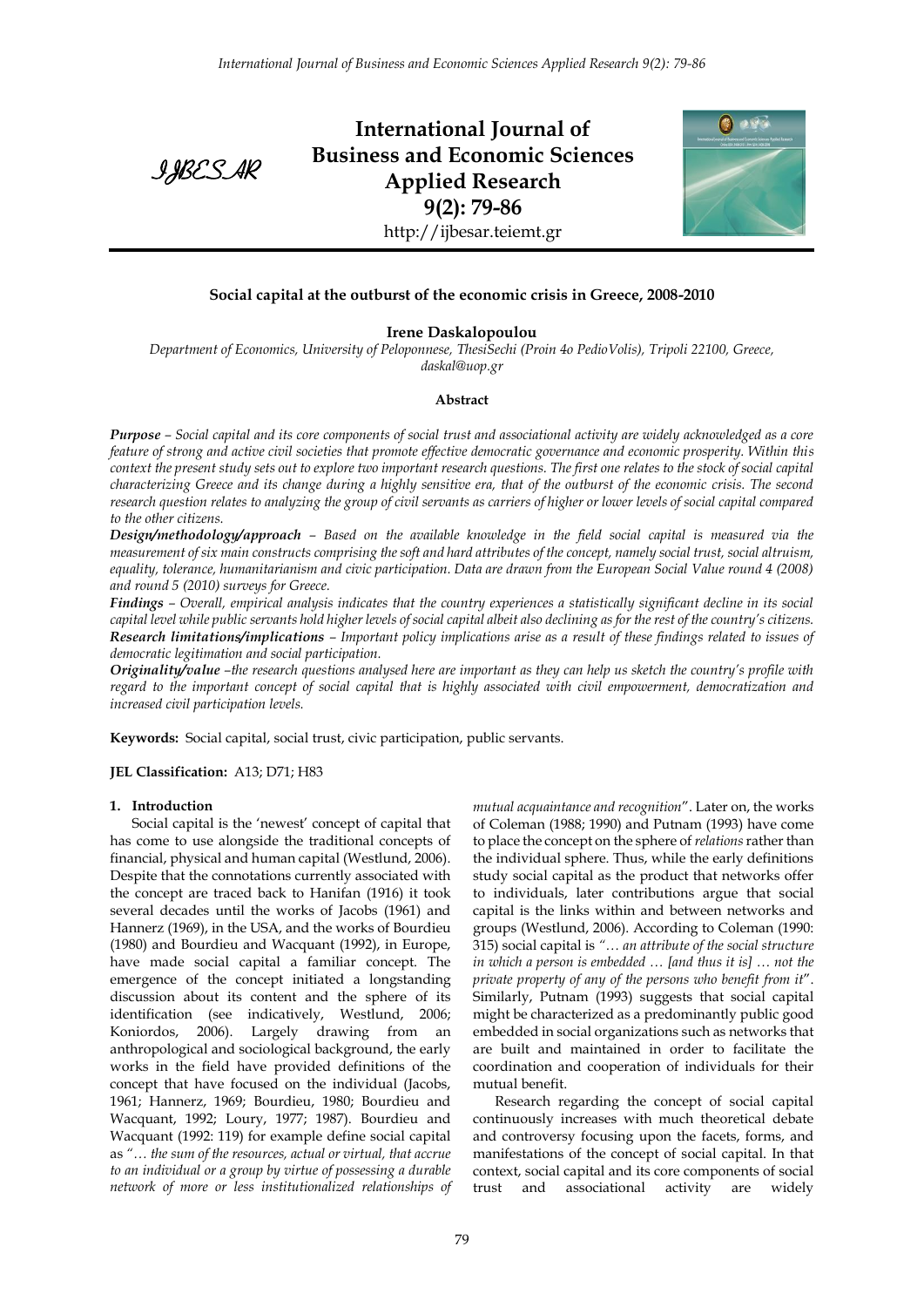# Social capital at the outburst of the economic crisis in Greece, 2008-2010

**Irene Daskalopoulou**

*Department of Economics, University of Peloponnese, ThesiSechi (Proin 4o PedioVolis), Tripoli 22100, Greece, daskal@uop.gr*

## Abstract

***Purpose*** *– Social capital and its core components of social trust and associational activity are widely acknowledged as a core feature of strong and active civil societies that promote effective democratic governance and economic prosperity. Within this context the present study sets out to explore two important research questions. The first one relates to the stock of social capital characterizing Greece and its change during a highly sensitive era, that of the outburst of the economic crisis. The second research question relates to analyzing the group of civil servants as carriers of higher or lower levels of social capital compared to the other citizens.*

***Design/methodology/approach*** *– Based on the available knowledge in the field social capital is measured via the measurement of six main constructs comprising the soft and hard attributes of the concept, namely social trust, social altruism, equality, tolerance, humanitarianism and civic participation. Data are drawn from the European Social Value round 4 (2008) and round 5 (2010) surveys for Greece.*

***Findings*** *– Overall, empirical analysis indicates that the country experiences a statistically significant decline in its social capital level while public servants hold higher levels of social capital albeit also declining as for the rest of the country's citizens.*

***Research limitations/implications*** *– Important policy implications arise as a result of these findings related to issues of democratic legitimation and social participation.*

***Originality/value*** *–the research questions analysed here are important as they can help us sketch the country's profile with regard to the important concept of social capital that is highly associated with civil empowerment, democratization and increased civil participation levels.*

**Keywords:** Social capital, social trust, civic participation, public servants.

**JEL Classification:** A13; D71; H83

## 1. Introduction

Social capital is the 'newest' concept of capital that has come to use alongside the traditional concepts of financial, physical and human capital (Westlund, 2006). Despite that the connotations currently associated with the concept are traced back to Hanifan (1916) it took several decades until the works of Jacobs (1961) and Hannerz (1969), in the USA, and the works of Bourdieu (1980) and Bourdieu and Wacquant (1992), in Europe, have made social capital a familiar concept. The emergence of the concept initiated a longstanding discussion about its content and the sphere of its identification (see indicatively, Westlund, 2006; Koniordos, 2006). Largely drawing from an anthropological and sociological background, the early works in the field have provided definitions of the concept that have focused on the individual (Jacobs, 1961; Hannerz, 1969; Bourdieu, 1980; Bourdieu and Wacquant, 1992; Loury, 1977; 1987). Bourdieu and Wacquant (1992: 119) for example define social capital as *"… the sum of the resources, actual or virtual, that accrue to an individual or a group by virtue of possessing a durable network of more or less institutionalized relationships of mutual acquaintance and recognition"*. Later on, the works of Coleman (1988; 1990) and Putnam (1993) have come to place the concept on the sphere of *relations* rather than the individual sphere. Thus, while the early definitions study social capital as the product that networks offer to individuals, later contributions argue that social capital is the links within and between networks and groups (Westlund, 2006). According to Coleman (1990: 315) social capital is *"… an attribute of the social structure in which a person is embedded … [and thus it is] … not the private property of any of the persons who benefit from it"*. Similarly, Putnam (1993) suggests that social capital might be characterized as a predominantly public good embedded in social organizations such as networks that are built and maintained in order to facilitate the coordination and cooperation of individuals for their mutual benefit.

Research regarding the concept of social capital continuously increases with much theoretical debate and controversy focusing upon the facets, forms, and manifestations of the concept of social capital. In that context, social capital and its core components of social trust and associational activity are widely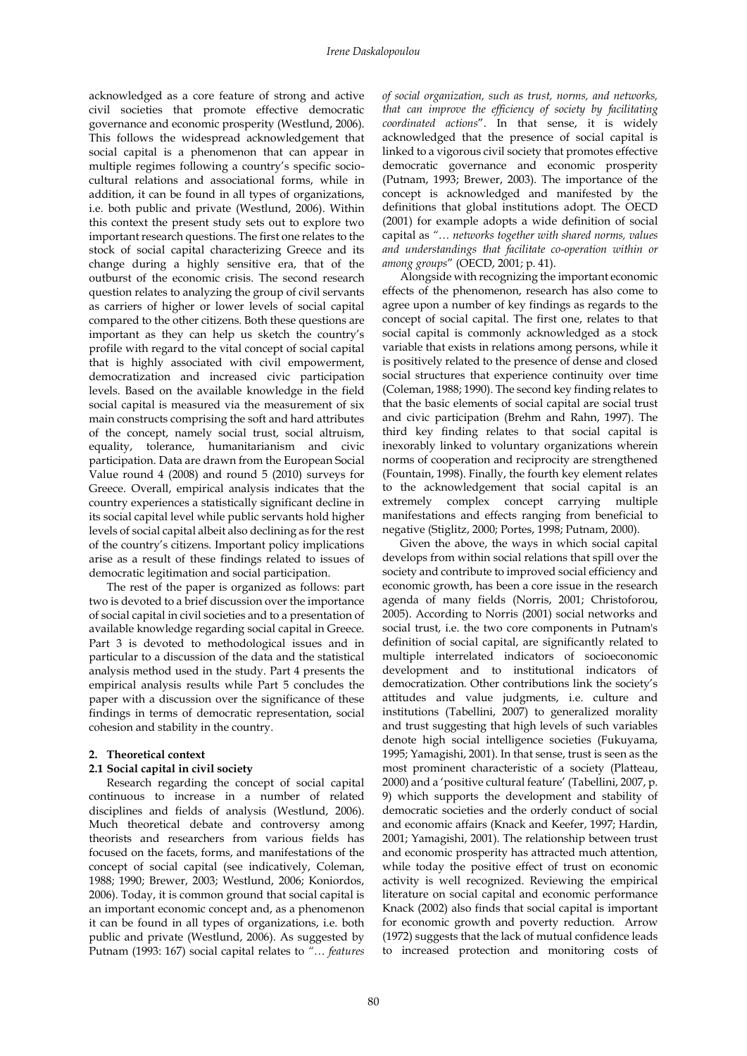acknowledged as a core feature of strong and active civil societies that promote effective democratic governance and economic prosperity (Westlund, 2006). This follows the widespread acknowledgement that social capital is a phenomenon that can appear in multiple regimes following a country's specific socio-cultural relations and associational forms, while in addition, it can be found in all types of organizations, i.e. both public and private (Westlund, 2006). Within this context the present study sets out to explore two important research questions. The first one relates to the stock of social capital characterizing Greece and its change during a highly sensitive era, that of the outburst of the economic crisis. The second research question relates to analyzing the group of civil servants as carriers of higher or lower levels of social capital compared to the other citizens. Both these questions are important as they can help us sketch the country's profile with regard to the vital concept of social capital that is highly associated with civil empowerment, democratization and increased civic participation levels. Based on the available knowledge in the field social capital is measured via the measurement of six main constructs comprising the soft and hard attributes of the concept, namely social trust, social altruism, equality, tolerance, humanitarianism and civic participation. Data are drawn from the European Social Value round 4 (2008) and round 5 (2010) surveys for Greece. Overall, empirical analysis indicates that the country experiences a statistically significant decline in its social capital level while public servants hold higher levels of social capital albeit also declining as for the rest of the country's citizens. Important policy implications arise as a result of these findings related to issues of democratic legitimation and social participation.

The rest of the paper is organized as follows: part two is devoted to a brief discussion over the importance of social capital in civil societies and to a presentation of available knowledge regarding social capital in Greece. Part 3 is devoted to methodological issues and in particular to a discussion of the data and the statistical analysis method used in the study. Part 4 presents the empirical analysis results while Part 5 concludes the paper with a discussion over the significance of these findings in terms of democratic representation, social cohesion and stability in the country.

## 2. Theoretical context

### 2.1 Social capital in civil society

Research regarding the concept of social capital continuous to increase in a number of related disciplines and fields of analysis (Westlund, 2006). Much theoretical debate and controversy among theorists and researchers from various fields has focused on the facets, forms, and manifestations of the concept of social capital (see indicatively, Coleman, 1988; 1990; Brewer, 2003; Westlund, 2006; Koniordos, 2006). Today, it is common ground that social capital is an important economic concept and, as a phenomenon it can be found in all types of organizations, i.e. both public and private (Westlund, 2006). As suggested by Putnam (1993: 167) social capital relates to *"… features of social organization, such as trust, norms, and networks, that can improve the efficiency of society by facilitating coordinated actions*". In that sense, it is widely acknowledged that the presence of social capital is linked to a vigorous civil society that promotes effective democratic governance and economic prosperity (Putnam, 1993; Brewer, 2003). The importance of the concept is acknowledged and manifested by the definitions that global institutions adopt. The OECD (2001) for example adopts a wide definition of social capital as *"… networks together with shared norms, values and understandings that facilitate co-operation within or among groups*" (OECD, 2001; p. 41).

Alongside with recognizing the important economic effects of the phenomenon, research has also come to agree upon a number of key findings as regards to the concept of social capital. The first one, relates to that social capital is commonly acknowledged as a stock variable that exists in relations among persons, while it is positively related to the presence of dense and closed social structures that experience continuity over time (Coleman, 1988; 1990). The second key finding relates to that the basic elements of social capital are social trust and civic participation (Brehm and Rahn, 1997). The third key finding relates to that social capital is inexorably linked to voluntary organizations wherein norms of cooperation and reciprocity are strengthened (Fountain, 1998). Finally, the fourth key element relates to the acknowledgement that social capital is an extremely complex concept carrying multiple manifestations and effects ranging from beneficial to negative (Stiglitz, 2000; Portes, 1998; Putnam, 2000).

Given the above, the ways in which social capital develops from within social relations that spill over the society and contribute to improved social efficiency and economic growth, has been a core issue in the research agenda of many fields (Norris, 2001; Christoforou, 2005). According to Norris (2001) social networks and social trust, i.e. the two core components in Putnam's definition of social capital, are significantly related to multiple interrelated indicators of socioeconomic development and to institutional indicators of democratization. Other contributions link the society's attitudes and value judgments, i.e. culture and institutions (Tabellini, 2007) to generalized morality and trust suggesting that high levels of such variables denote high social intelligence societies (Fukuyama, 1995; Yamagishi, 2001). In that sense, trust is seen as the most prominent characteristic of a society (Platteau, 2000) and a 'positive cultural feature' (Tabellini, 2007, p. 9) which supports the development and stability of democratic societies and the orderly conduct of social and economic affairs (Knack and Keefer, 1997; Hardin, 2001; Yamagishi, 2001). The relationship between trust and economic prosperity has attracted much attention, while today the positive effect of trust on economic activity is well recognized. Reviewing the empirical literature on social capital and economic performance Knack (2002) also finds that social capital is important for economic growth and poverty reduction. Arrow (1972) suggests that the lack of mutual confidence leads to increased protection and monitoring costs of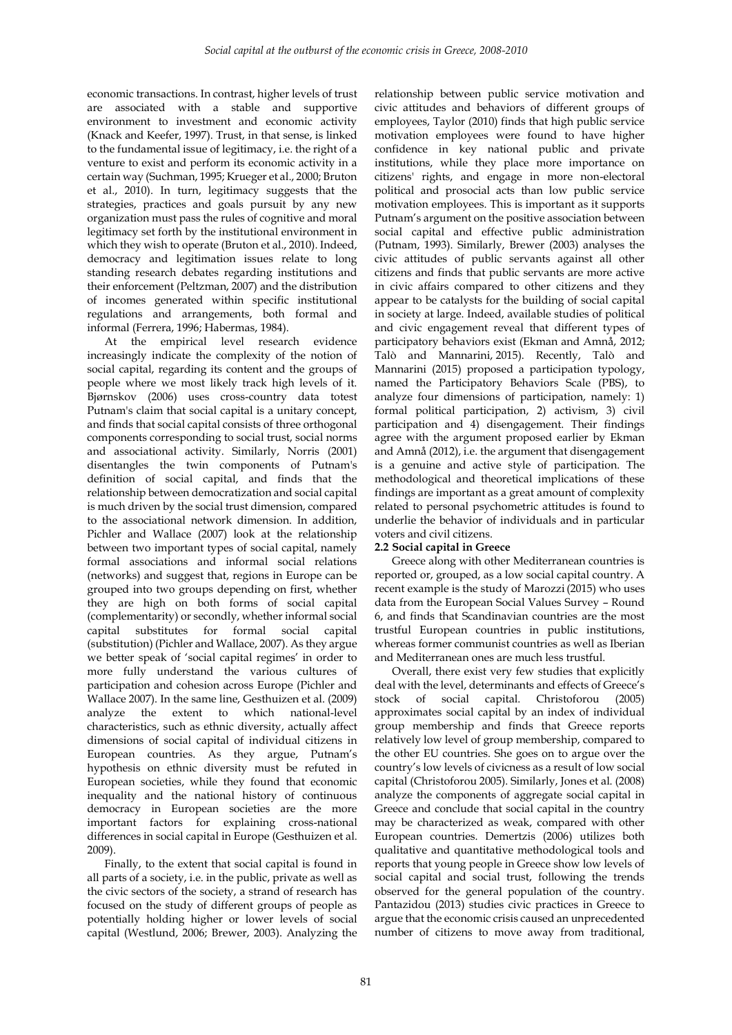economic transactions. In contrast, higher levels of trust are associated with a stable and supportive environment to investment and economic activity (Knack and Keefer, 1997). Trust, in that sense, is linked to the fundamental issue of legitimacy, i.e. the right of a venture to exist and perform its economic activity in a certain way (Suchman, 1995; Krueger et al., 2000; Bruton et al., 2010). In turn, legitimacy suggests that the strategies, practices and goals pursuit by any new organization must pass the rules of cognitive and moral legitimacy set forth by the institutional environment in which they wish to operate (Bruton et al., 2010). Indeed, democracy and legitimation issues relate to long standing research debates regarding institutions and their enforcement (Peltzman, 2007) and the distribution of incomes generated within specific institutional regulations and arrangements, both formal and informal (Ferrera, 1996; Habermas, 1984).

At the empirical level research evidence increasingly indicate the complexity of the notion of social capital, regarding its content and the groups of people where we most likely track high levels of it. Bjørnskov (2006) uses cross-country data totest Putnam's claim that social capital is a unitary concept, and finds that social capital consists of three orthogonal components corresponding to social trust, social norms and associational activity. Similarly, Norris (2001) disentangles the twin components of Putnam's definition of social capital, and finds that the relationship between democratization and social capital is much driven by the social trust dimension, compared to the associational network dimension. In addition, Pichler and Wallace (2007) look at the relationship between two important types of social capital, namely formal associations and informal social relations (networks) and suggest that, regions in Europe can be grouped into two groups depending on first, whether they are high on both forms of social capital (complementarity) or secondly, whether informal social capital substitutes for formal social capital (substitution) (Pichler and Wallace, 2007). As they argue we better speak of 'social capital regimes' in order to more fully understand the various cultures of participation and cohesion across Europe (Pichler and Wallace 2007). In the same line, Gesthuizen et al. (2009) analyze the extent to which national-level characteristics, such as ethnic diversity, actually affect dimensions of social capital of individual citizens in European countries. As they argue, Putnam's hypothesis on ethnic diversity must be refuted in European societies, while they found that economic inequality and the national history of continuous democracy in European societies are the more important factors for explaining cross-national differences in social capital in Europe (Gesthuizen et al. 2009).

Finally, to the extent that social capital is found in all parts of a society, i.e. in the public, private as well as the civic sectors of the society, a strand of research has focused on the study of different groups of people as potentially holding higher or lower levels of social capital (Westlund, 2006; Brewer, 2003). Analyzing the relationship between public service motivation and civic attitudes and behaviors of different groups of employees, Taylor (2010) finds that high public service motivation employees were found to have higher confidence in key national public and private institutions, while they place more importance on citizens' rights, and engage in more non-electoral political and prosocial acts than low public service motivation employees. This is important as it supports Putnam's argument on the positive association between social capital and effective public administration (Putnam, 1993). Similarly, Brewer (2003) analyses the civic attitudes of public servants against all other citizens and finds that public servants are more active in civic affairs compared to other citizens and they appear to be catalysts for the building of social capital in society at large. Indeed, available studies of political and civic engagement reveal that different types of participatory behaviors exist (Ekman and Amnå, 2012; Talò and Mannarini, 2015). Recently, Talò and Mannarini (2015) proposed a participation typology, named the Participatory Behaviors Scale (PBS), to analyze four dimensions of participation, namely: 1) formal political participation, 2) activism, 3) civil participation and 4) disengagement. Their findings agree with the argument proposed earlier by Ekman and Amnå (2012), i.e. the argument that disengagement is a genuine and active style of participation. The methodological and theoretical implications of these findings are important as a great amount of complexity related to personal psychometric attitudes is found to underlie the behavior of individuals and in particular voters and civil citizens.

### 2.2 Social capital in Greece

Greece along with other Mediterranean countries is reported or, grouped, as a low social capital country. A recent example is the study of Marozzi (2015) who uses data from the European Social Values Survey – Round 6, and finds that Scandinavian countries are the most trustful European countries in public institutions, whereas former communist countries as well as Iberian and Mediterranean ones are much less trustful.

Overall, there exist very few studies that explicitly deal with the level, determinants and effects of Greece's stock of social capital. Christoforou (2005) approximates social capital by an index of individual group membership and finds that Greece reports relatively low level of group membership, compared to the other EU countries. She goes on to argue over the country's low levels of civicness as a result of low social capital (Christoforou 2005). Similarly, Jones et al. (2008) analyze the components of aggregate social capital in Greece and conclude that social capital in the country may be characterized as weak, compared with other European countries. Demertzis (2006) utilizes both qualitative and quantitative methodological tools and reports that young people in Greece show low levels of social capital and social trust, following the trends observed for the general population of the country. Pantazidou (2013) studies civic practices in Greece to argue that the economic crisis caused an unprecedented number of citizens to move away from traditional,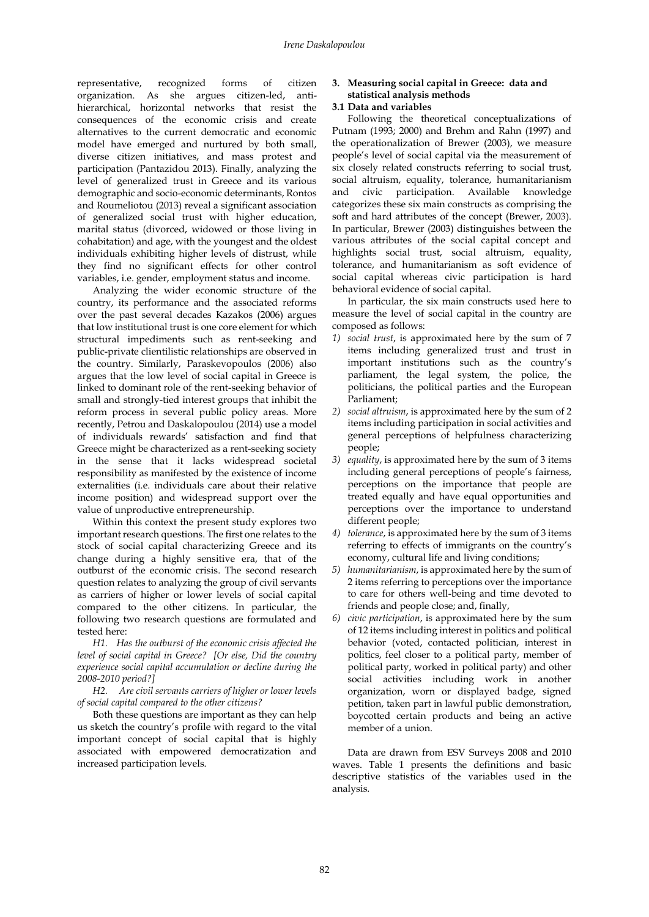representative, recognized forms of citizen organization. As she argues citizen-led, anti-hierarchical, horizontal networks that resist the consequences of the economic crisis and create alternatives to the current democratic and economic model have emerged and nurtured by both small, diverse citizen initiatives, and mass protest and participation (Pantazidou 2013). Finally, analyzing the level of generalized trust in Greece and its various demographic and socio-economic determinants, Rontos and Roumeliotou (2013) reveal a significant association of generalized social trust with higher education, marital status (divorced, widowed or those living in cohabitation) and age, with the youngest and the oldest individuals exhibiting higher levels of distrust, while they find no significant effects for other control variables, i.e. gender, employment status and income.

Analyzing the wider economic structure of the country, its performance and the associated reforms over the past several decades Kazakos (2006) argues that low institutional trust is one core element for which structural impediments such as rent-seeking and public-private clientilistic relationships are observed in the country. Similarly, Paraskevopoulos (2006) also argues that the low level of social capital in Greece is linked to dominant role of the rent-seeking behavior of small and strongly-tied interest groups that inhibit the reform process in several public policy areas. More recently, Petrou and Daskalopoulou (2014) use a model of individuals rewards' satisfaction and find that Greece might be characterized as a rent-seeking society in the sense that it lacks widespread societal responsibility as manifested by the existence of income externalities (i.e. individuals care about their relative income position) and widespread support over the value of unproductive entrepreneurship.

Within this context the present study explores two important research questions. The first one relates to the stock of social capital characterizing Greece and its change during a highly sensitive era, that of the outburst of the economic crisis. The second research question relates to analyzing the group of civil servants as carriers of higher or lower levels of social capital compared to the other citizens. In particular, the following two research questions are formulated and tested here:

*H1. Has the outburst of the economic crisis affected the level of social capital in Greece? [Or else, Did the country experience social capital accumulation or decline during the 2008-2010 period?]*

*H2. Are civil servants carriers of higher or lower levels of social capital compared to the other citizens?*

Both these questions are important as they can help us sketch the country's profile with regard to the vital important concept of social capital that is highly associated with empowered democratization and increased participation levels.

## 3. Measuring social capital in Greece: data and statistical analysis methods

### 3.1 Data and variables

Following the theoretical conceptualizations of Putnam (1993; 2000) and Brehm and Rahn (1997) and the operationalization of Brewer (2003), we measure people's level of social capital via the measurement of six closely related constructs referring to social trust, social altruism, equality, tolerance, humanitarianism and civic participation. Available knowledge categorizes these six main constructs as comprising the soft and hard attributes of the concept (Brewer, 2003). In particular, Brewer (2003) distinguishes between the various attributes of the social capital concept and highlights social trust, social altruism, equality, tolerance, and humanitarianism as soft evidence of social capital whereas civic participation is hard behavioral evidence of social capital.

In particular, the six main constructs used here to measure the level of social capital in the country are composed as follows:

1) *social trust*, is approximated here by the sum of 7 items including generalized trust and trust in important institutions such as the country's parliament, the legal system, the police, the politicians, the political parties and the European Parliament;
2) *social altruism*, is approximated here by the sum of 2 items including participation in social activities and general perceptions of helpfulness characterizing people;
3) *equality*, is approximated here by the sum of 3 items including general perceptions of people's fairness, perceptions on the importance that people are treated equally and have equal opportunities and perceptions over the importance to understand different people;
4) *tolerance*, is approximated here by the sum of 3 items referring to effects of immigrants on the country's economy, cultural life and living conditions;
5) *humanitarianism*, is approximated here by the sum of 2 items referring to perceptions over the importance to care for others well-being and time devoted to friends and people close; and, finally,
6) *civic participation*, is approximated here by the sum of 12 items including interest in politics and political behavior (voted, contacted politician, interest in politics, feel closer to a political party, member of political party, worked in political party) and other social activities including work in another organization, worn or displayed badge, signed petition, taken part in lawful public demonstration, boycotted certain products and being an active member of a union.

Data are drawn from ESV Surveys 2008 and 2010 waves. Table 1 presents the definitions and basic descriptive statistics of the variables used in the analysis.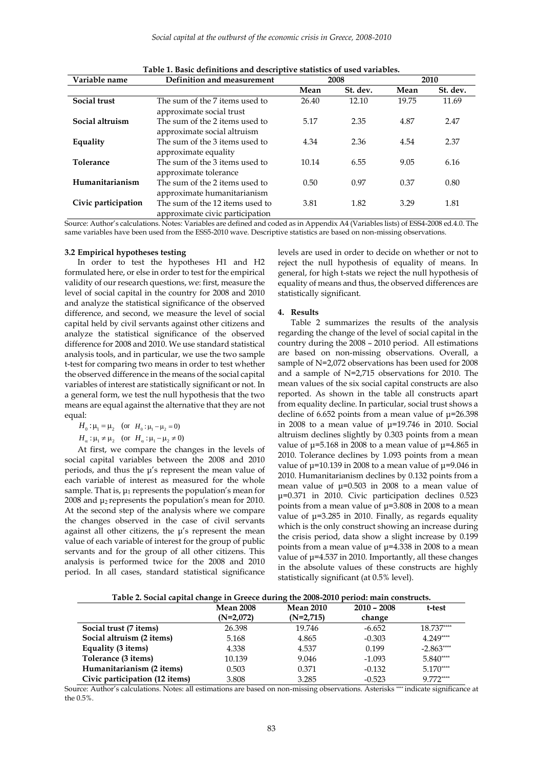**Table 1. Basic definitions and descriptive statistics of used variables.**

| Variable name | Definition and measurement | 2008 | | 2010 | |
|---|---|---|---|---|---|
| | | Mean | St. dev. | Mean | St. dev. |
| **Social trust** | The sum of the 7 items used to approximate social trust | 26.40 | 12.10 | 19.75 | 11.69 |
| **Social altruism** | The sum of the 2 items used to approximate social altruism | 5.17 | 2.35 | 4.87 | 2.47 |
| **Equality** | The sum of the 3 items used to approximate equality | 4.34 | 2.36 | 4.54 | 2.37 |
| **Tolerance** | The sum of the 3 items used to approximate tolerance | 10.14 | 6.55 | 9.05 | 6.16 |
| **Humanitarianism** | The sum of the 2 items used to approximate humanitarianism | 0.50 | 0.97 | 0.37 | 0.80 |
| **Civic participation** | The sum of the 12 items used to approximate civic participation | 3.81 | 1.82 | 3.29 | 1.81 |

Source: Author's calculations. Notes: Variables are defined and coded as in Appendix A4 (Variables lists) of ESS4-2008 ed.4.0. The same variables have been used from the ESS5-2010 wave. Descriptive statistics are based on non-missing observations.

### 3.2 Empirical hypotheses testing

In order to test the hypotheses H1 and H2 formulated here, or else in order to test for the empirical validity of our research questions, we: first, measure the level of social capital in the country for 2008 and 2010 and analyze the statistical significance of the observed difference, and second, we measure the level of social capital held by civil servants against other citizens and analyze the statistical significance of the observed difference for 2008 and 2010. We use standard statistical analysis tools, and in particular, we use the two sample t-test for comparing two means in order to test whether the observed difference in the means of the social capital variables of interest are statistically significant or not. In a general form, we test the null hypothesis that the two means are equal against the alternative that they are not equal:

$H_0 : \mu_1 = \mu_2 \quad (\text{or } \; H_0 : \mu_1 - \mu_2 = 0)$

$H_\alpha : \mu_1 \neq \mu_2 \quad (\text{or } \; H_\alpha : \mu_1 - \mu_2 \neq 0)$

At first, we compare the changes in the levels of social capital variables between the 2008 and 2010 periods, and thus the μ's represent the mean value of each variable of interest as measured for the whole sample. That is, $\mu_1$ represents the population's mean for 2008 and $\mu_2$ represents the population's mean for 2010. At the second step of the analysis where we compare the changes observed in the case of civil servants against all other citizens, the μ's represent the mean value of each variable of interest for the group of public servants and for the group of all other citizens. This analysis is performed twice for the 2008 and 2010 period. In all cases, standard statistical significance levels are used in order to decide on whether or not to reject the null hypothesis of equality of means. In general, for high t-stats we reject the null hypothesis of equality of means and thus, the observed differences are statistically significant.

## 4. Results

Table 2 summarizes the results of the analysis regarding the change of the level of social capital in the country during the 2008 – 2010 period. All estimations are based on non-missing observations. Overall, a sample of N=2,072 observations has been used for 2008 and a sample of N=2,715 observations for 2010. The mean values of the six social capital constructs are also reported. As shown in the table all constructs apart from equality decline. In particular, social trust shows a decline of 6.652 points from a mean value of μ=26.398 in 2008 to a mean value of μ=19.746 in 2010. Social altruism declines slightly by 0.303 points from a mean value of μ=5.168 in 2008 to a mean value of μ=4.865 in 2010. Tolerance declines by 1.093 points from a mean value of μ=10.139 in 2008 to a mean value of μ=9.046 in 2010. Humanitarianism declines by 0.132 points from a mean value of μ=0.503 in 2008 to a mean value of μ=0.371 in 2010. Civic participation declines 0.523 points from a mean value of μ=3.808 in 2008 to a mean value of μ=3.285 in 2010. Finally, as regards equality which is the only construct showing an increase during the crisis period, data show a slight increase by 0.199 points from a mean value of μ=4.338 in 2008 to a mean value of μ=4.537 in 2010. Importantly, all these changes in the absolute values of these constructs are highly statistically significant (at 0.5% level).

**Table 2. Social capital change in Greece during the 2008-2010 period: main constructs.**

| | Mean 2008 (N=2,072) | Mean 2010 (N=2,715) | 2010 – 2008 change | t-test |
|---|---|---|---|---|
| **Social trust (7 items)** | 26.398 | 19.746 | -6.652 | 18.737**** |
| **Social altruism (2 items)** | 5.168 | 4.865 | -0.303 | 4.249**** |
| **Equality (3 items)** | 4.338 | 4.537 | 0.199 | -2.863**** |
| **Tolerance (3 items)** | 10.139 | 9.046 | -1.093 | 5.840**** |
| **Humanitarianism (2 items)** | 0.503 | 0.371 | -0.132 | 5.170**** |
| **Civic participation (12 items)** | 3.808 | 3.285 | -0.523 | 9.772**** |

Source: Author's calculations. Notes: all estimations are based on non-missing observations. Asterisks **** indicate significance at the 0.5%.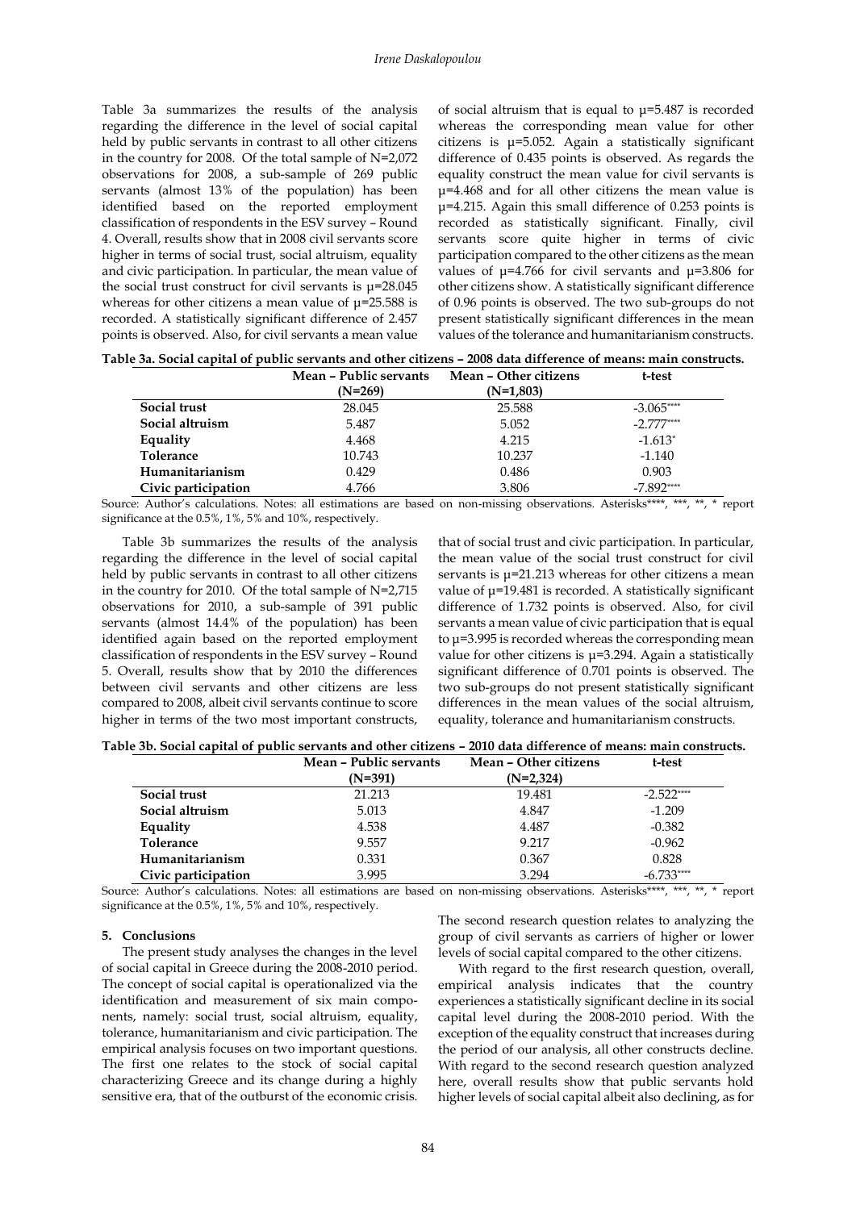Table 3a summarizes the results of the analysis regarding the difference in the level of social capital held by public servants in contrast to all other citizens in the country for 2008. Of the total sample of N=2,072 observations for 2008, a sub-sample of 269 public servants (almost 13% of the population) has been identified based on the reported employment classification of respondents in the ESV survey – Round 4. Overall, results show that in 2008 civil servants score higher in terms of social trust, social altruism, equality and civic participation. In particular, the mean value of the social trust construct for civil servants is μ=28.045 whereas for other citizens a mean value of μ=25.588 is recorded. A statistically significant difference of 2.457 points is observed. Also, for civil servants a mean value of social altruism that is equal to μ=5.487 is recorded whereas the corresponding mean value for other citizens is μ=5.052. Again a statistically significant difference of 0.435 points is observed. As regards the equality construct the mean value for civil servants is μ=4.468 and for all other citizens the mean value is μ=4.215. Again this small difference of 0.253 points is recorded as statistically significant. Finally, civil servants score quite higher in terms of civic participation compared to the other citizens as the mean values of μ=4.766 for civil servants and μ=3.806 for other citizens show. A statistically significant difference of 0.96 points is observed. The two sub-groups do not present statistically significant differences in the mean values of the tolerance and humanitarianism constructs.

**Table 3a. Social capital of public servants and other citizens – 2008 data difference of means: main constructs.**

| | Mean – Public servants (N=269) | Mean – Other citizens (N=1,803) | t-test |
|---|---|---|---|
| **Social trust** | 28.045 | 25.588 | -3.065**** |
| **Social altruism** | 5.487 | 5.052 | -2.777**** |
| **Equality** | 4.468 | 4.215 | -1.613* |
| **Tolerance** | 10.743 | 10.237 | -1.140 |
| **Humanitarianism** | 0.429 | 0.486 | 0.903 |
| **Civic participation** | 4.766 | 3.806 | -7.892**** |

Source: Author's calculations. Notes: all estimations are based on non-missing observations. Asterisks****, ***, **, * report significance at the 0.5%, 1%, 5% and 10%, respectively.

Table 3b summarizes the results of the analysis regarding the difference in the level of social capital held by public servants in contrast to all other citizens in the country for 2010. Of the total sample of N=2,715 observations for 2010, a sub-sample of 391 public servants (almost 14.4% of the population) has been identified again based on the reported employment classification of respondents in the ESV survey – Round 5. Overall, results show that by 2010 the differences between civil servants and other citizens are less compared to 2008, albeit civil servants continue to score higher in terms of the two most important constructs, that of social trust and civic participation. In particular, the mean value of the social trust construct for civil servants is μ=21.213 whereas for other citizens a mean value of μ=19.481 is recorded. A statistically significant difference of 1.732 points is observed. Also, for civil servants a mean value of civic participation that is equal to μ=3.995 is recorded whereas the corresponding mean value for other citizens is μ=3.294. Again a statistically significant difference of 0.701 points is observed. The two sub-groups do not present statistically significant differences in the mean values of the social altruism, equality, tolerance and humanitarianism constructs.

**Table 3b. Social capital of public servants and other citizens – 2010 data difference of means: main constructs.**

| | Mean – Public servants (N=391) | Mean – Other citizens (N=2,324) | t-test |
|---|---|---|---|
| **Social trust** | 21.213 | 19.481 | -2.522**** |
| **Social altruism** | 5.013 | 4.847 | -1.209 |
| **Equality** | 4.538 | 4.487 | -0.382 |
| **Tolerance** | 9.557 | 9.217 | -0.962 |
| **Humanitarianism** | 0.331 | 0.367 | 0.828 |
| **Civic participation** | 3.995 | 3.294 | -6.733**** |

Source: Author's calculations. Notes: all estimations are based on non-missing observations. Asterisks****, ***, **, * report significance at the 0.5%, 1%, 5% and 10%, respectively.

## 5. Conclusions

The present study analyses the changes in the level of social capital in Greece during the 2008-2010 period. The concept of social capital is operationalized via the identification and measurement of six main components, namely: social trust, social altruism, equality, tolerance, humanitarianism and civic participation. The empirical analysis focuses on two important questions. The first one relates to the stock of social capital characterizing Greece and its change during a highly sensitive era, that of the outburst of the economic crisis. The second research question relates to analyzing the group of civil servants as carriers of higher or lower levels of social capital compared to the other citizens.

With regard to the first research question, overall, empirical analysis indicates that the country experiences a statistically significant decline in its social capital level during the 2008-2010 period. With the exception of the equality construct that increases during the period of our analysis, all other constructs decline. With regard to the second research question analyzed here, overall results show that public servants hold higher levels of social capital albeit also declining, as for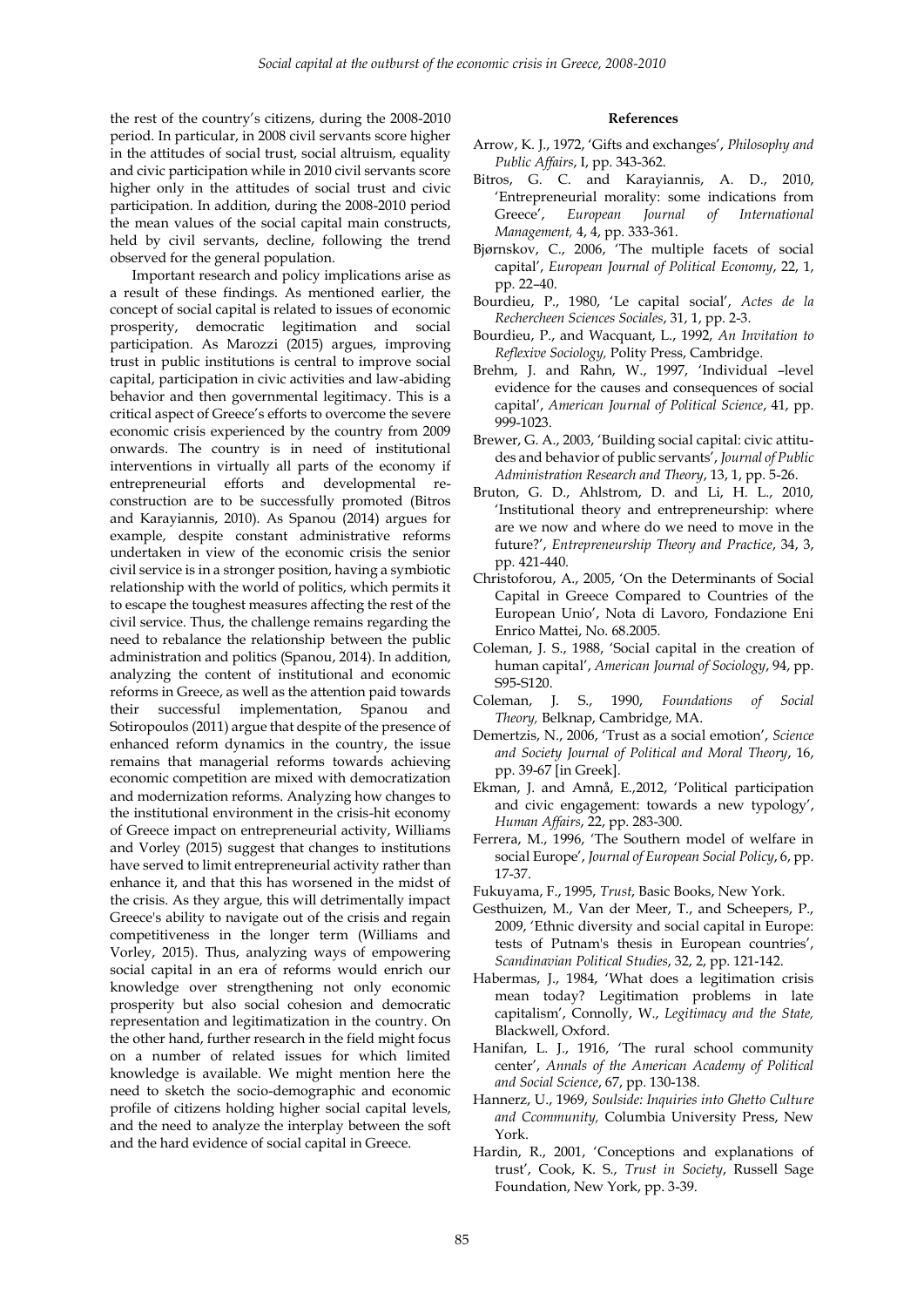the rest of the country's citizens, during the 2008-2010 period. In particular, in 2008 civil servants score higher in the attitudes of social trust, social altruism, equality and civic participation while in 2010 civil servants score higher only in the attitudes of social trust and civic participation. In addition, during the 2008-2010 period the mean values of the social capital main constructs, held by civil servants, decline, following the trend observed for the general population.

Important research and policy implications arise as a result of these findings. As mentioned earlier, the concept of social capital is related to issues of economic prosperity, democratic legitimation and social participation. As Marozzi (2015) argues, improving trust in public institutions is central to improve social capital, participation in civic activities and law-abiding behavior and then governmental legitimacy. This is a critical aspect of Greece's efforts to overcome the severe economic crisis experienced by the country from 2009 onwards. The country is in need of institutional interventions in virtually all parts of the economy if entrepreneurial efforts and developmental re-construction are to be successfully promoted (Bitros and Karayiannis, 2010). As Spanou (2014) argues for example, despite constant administrative reforms undertaken in view of the economic crisis the senior civil service is in a stronger position, having a symbiotic relationship with the world of politics, which permits it to escape the toughest measures affecting the rest of the civil service. Thus, the challenge remains regarding the need to rebalance the relationship between the public administration and politics (Spanou, 2014). In addition, analyzing the content of institutional and economic reforms in Greece, as well as the attention paid towards their successful implementation, Spanou and Sotiropoulos (2011) argue that despite of the presence of enhanced reform dynamics in the country, the issue remains that managerial reforms towards achieving economic competition are mixed with democratization and modernization reforms. Analyzing how changes to the institutional environment in the crisis-hit economy of Greece impact on entrepreneurial activity, Williams and Vorley (2015) suggest that changes to institutions have served to limit entrepreneurial activity rather than enhance it, and that this has worsened in the midst of the crisis. As they argue, this will detrimentally impact Greece's ability to navigate out of the crisis and regain competitiveness in the longer term (Williams and Vorley, 2015). Thus, analyzing ways of empowering social capital in an era of reforms would enrich our knowledge over strengthening not only economic prosperity but also social cohesion and democratic representation and legitimatization in the country. On the other hand, further research in the field might focus on a number of related issues for which limited knowledge is available. We might mention here the need to sketch the socio-demographic and economic profile of citizens holding higher social capital levels, and the need to analyze the interplay between the soft and the hard evidence of social capital in Greece.

## References

Arrow, K. J., 1972, 'Gifts and exchanges', *Philosophy and Public Affairs*, I, pp. 343-362.

Bitros, G. C. and Karayiannis, A. D., 2010, 'Entrepreneurial morality: some indications from Greece', *European Journal of International Management,* 4, 4, pp. 333-361.

Bjørnskov, C., 2006, 'The multiple facets of social capital', *European Journal of Political Economy*, 22, 1, pp. 22–40.

Bourdieu, P., 1980, 'Le capital social', *Actes de la Rechercheen Sciences Sociales*, 31, 1, pp. 2-3.

Bourdieu, P., and Wacquant, L., 1992, *An Invitation to Reflexive Sociology,* Polity Press, Cambridge.

Brehm, J. and Rahn, W., 1997, 'Individual –level evidence for the causes and consequences of social capital', *American Journal of Political Science*, 41, pp. 999-1023.

Brewer, G. A., 2003, 'Building social capital: civic attitudes and behavior of public servants', *Journal of Public Administration Research and Theory*, 13, 1, pp. 5-26.

Bruton, G. D., Ahlstrom, D. and Li, H. L., 2010, 'Institutional theory and entrepreneurship: where are we now and where do we need to move in the future?', *Entrepreneurship Theory and Practice*, 34, 3, pp. 421-440.

Christoforou, A., 2005, 'On the Determinants of Social Capital in Greece Compared to Countries of the European Unio', Nota di Lavoro, Fondazione Eni Enrico Mattei, No. 68.2005.

Coleman, J. S., 1988, 'Social capital in the creation of human capital', *American Journal of Sociology*, 94, pp. S95-S120.

Coleman, J. S., 1990, *Foundations of Social Theory,* Belknap, Cambridge, MA.

Demertzis, N., 2006, 'Trust as a social emotion', *Science and Society Journal of Political and Moral Theory*, 16, pp. 39-67 [in Greek].

Ekman, J. and Amnå, E.,2012, 'Political participation and civic engagement: towards a new typology', *Human Affairs*, 22, pp. 283-300.

Ferrera, M., 1996, 'The Southern model of welfare in social Europe', *Journal of European Social Policy*, 6, pp. 17-37.

Fukuyama, F., 1995, *Trust*, Basic Books, New York.

Gesthuizen, M., Van der Meer, T., and Scheepers, P., 2009, 'Ethnic diversity and social capital in Europe: tests of Putnam's thesis in European countries', *Scandinavian Political Studies*, 32, 2, pp. 121-142.

Habermas, J., 1984, 'What does a legitimation crisis mean today? Legitimation problems in late capitalism', Connolly, W., *Legitimacy and the State,* Blackwell, Oxford.

Hanifan, L. J., 1916, 'The rural school community center', *Annals of the American Academy of Political and Social Science*, 67, pp. 130-138.

Hannerz, U., 1969, *Soulside: Inquiries into Ghetto Culture and Ccommunity,* Columbia University Press, New York.

Hardin, R., 2001, 'Conceptions and explanations of trust', Cook, K. S., *Trust in Society*, Russell Sage Foundation, New York, pp. 3-39.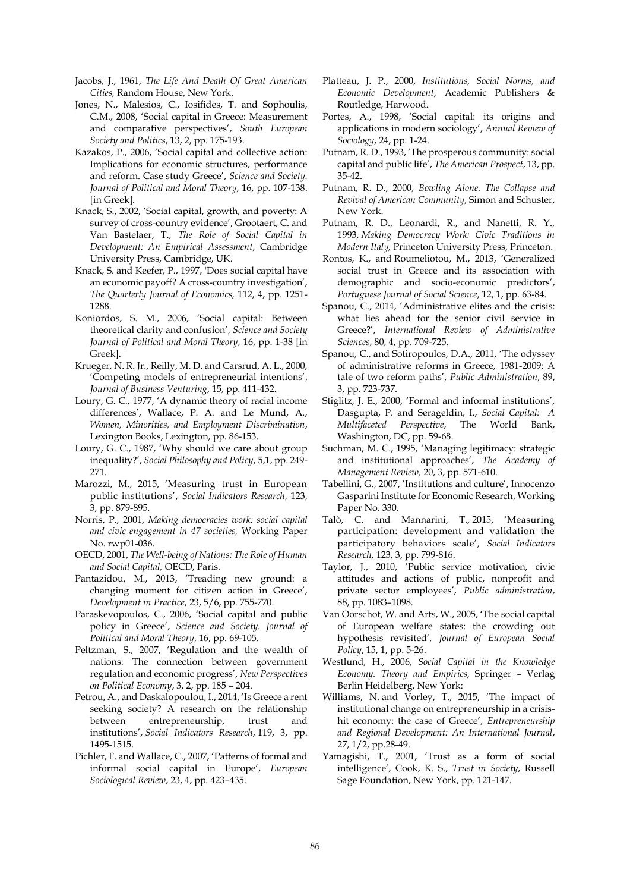Jacobs, J., 1961, *The Life And Death Of Great American Cities,* Random House, New York.

Jones, N., Malesios, C., Iosifides, T. and Sophoulis, C.M., 2008, 'Social capital in Greece: Measurement and comparative perspectives', *South European Society and Politics*, 13, 2, pp. 175-193.

Kazakos, P., 2006, 'Social capital and collective action: Implications for economic structures, performance and reform. Case study Greece', *Science and Society. Journal of Political and Moral Theory*, 16, pp. 107-138. [in Greek].

Knack, S., 2002, 'Social capital, growth, and poverty: A survey of cross-country evidence', Grootaert, C. and Van Bastelaer, T., *The Role of Social Capital in Development: An Empirical Assessment*, Cambridge University Press, Cambridge, UK.

Knack, S. and Keefer, P., 1997, 'Does social capital have an economic payoff? A cross-country investigation', *The Quarterly Journal of Economics,* 112, 4, pp. 1251-1288.

Koniordos, S. M., 2006, 'Social capital: Between theoretical clarity and confusion', *Science and Society Journal of Political and Moral Theory*, 16, pp. 1-38 [in Greek].

Krueger, N. R. Jr., Reilly, M. D. and Carsrud, A. L., 2000, 'Competing models of entrepreneurial intentions', *Journal of Business Venturing*, 15, pp. 411-432.

Loury, G. C., 1977, 'A dynamic theory of racial income differences', Wallace, P. A. and Le Mund, A., *Women, Minorities, and Employment Discrimination*, Lexington Books, Lexington, pp. 86-153.

Loury, G. C., 1987, 'Why should we care about group inequality?', *Social Philosophy and Policy*, 5,1, pp. 249-271.

Marozzi, M., 2015, 'Measuring trust in European public institutions', *Social Indicators Research*, 123, 3, pp. 879-895.

Norris, P., 2001, *Making democracies work: social capital and civic engagement in 47 societies,* Working Paper No. rwp01-036.

OECD, 2001, *The Well-being of Nations: The Role of Human and Social Capital,* OECD, Paris.

Pantazidou, M., 2013, 'Treading new ground: a changing moment for citizen action in Greece', *Development in Practice*, 23, 5/6, pp. 755-770.

Paraskevopoulos, C., 2006, 'Social capital and public policy in Greece', *Science and Society. Journal of Political and Moral Theory*, 16, pp. 69-105.

Peltzman, S., 2007, 'Regulation and the wealth of nations: The connection between government regulation and economic progress', *New Perspectives on Political Economy*, 3, 2, pp. 185 – 204.

Petrou, A., and Daskalopoulou, I., 2014, 'Is Greece a rent seeking society? A research on the relationship between entrepreneurship, trust and institutions', *Social Indicators Research*, 119, 3, pp. 1495-1515.

Pichler, F. and Wallace, C., 2007, 'Patterns of formal and informal social capital in Europe', *European Sociological Review*, 23, 4, pp. 423–435.

Platteau, J. P., 2000, *Institutions, Social Norms, and Economic Development*, Academic Publishers & Routledge, Harwood.

Portes, A., 1998, 'Social capital: its origins and applications in modern sociology', *Annual Review of Sociology*, 24, pp. 1-24.

Putnam, R. D., 1993, 'The prosperous community: social capital and public life', *The American Prospect*, 13, pp. 35-42.

Putnam, R. D., 2000, *Bowling Alone. The Collapse and Revival of American Community*, Simon and Schuster, New York.

Putnam, R. D., Leonardi, R., and Nanetti, R. Y., 1993, *Making Democracy Work: Civic Traditions in Modern Italy,* Princeton University Press, Princeton.

Rontos, K., and Roumeliotou, M., 2013, 'Generalized social trust in Greece and its association with demographic and socio-economic predictors', *Portuguese Journal of Social Science*, 12, 1, pp. 63-84.

Spanou, C., 2014, 'Administrative elites and the crisis: what lies ahead for the senior civil service in Greece?', *International Review of Administrative Sciences*, 80, 4, pp. 709-725.

Spanou, C., and Sotiropoulos, D.A., 2011, 'The odyssey of administrative reforms in Greece, 1981-2009: A tale of two reform paths', *Public Administration*, 89, 3, pp. 723-737.

Stiglitz, J. E., 2000, 'Formal and informal institutions', Dasgupta, P. and Serageldin, I., *Social Capital: A Multifaceted Perspective*, The World Bank, Washington, DC, pp. 59-68.

Suchman, M. C., 1995, 'Managing legitimacy: strategic and institutional approaches', *The Academy of Management Review,* 20, 3, pp. 571-610.

Tabellini, G., 2007, 'Institutions and culture', Innocenzo Gasparini Institute for Economic Research, Working Paper No. 330.

Talò, C. and Mannarini, T., 2015, 'Measuring participation: development and validation the participatory behaviors scale', *Social Indicators Research*, 123, 3, pp. 799-816.

Taylor, J., 2010, 'Public service motivation, civic attitudes and actions of public, nonprofit and private sector employees', *Public administration*, 88, pp. 1083–1098.

Van Oorschot, W. and Arts, W., 2005, 'The social capital of European welfare states: the crowding out hypothesis revisited', *Journal of European Social Policy*, 15, 1, pp. 5-26.

Westlund, H., 2006, *Social Capital in the Knowledge Economy. Theory and Empirics*, Springer – Verlag Berlin Heidelberg, New York:

Williams, N. and Vorley, T., 2015, 'The impact of institutional change on entrepreneurship in a crisis-hit economy: the case of Greece', *Entrepreneurship and Regional Development: An International Journal*, 27, 1/2, pp.28-49.

Yamagishi, T., 2001, 'Trust as a form of social intelligence', Cook, K. S., *Trust in Society*, Russell Sage Foundation, New York, pp. 121-147.